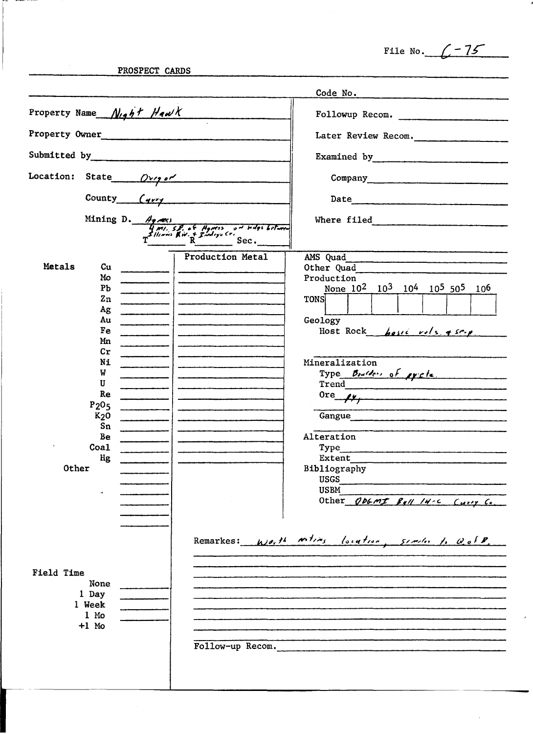File No. C-75

PROSPECT CARDS

| | |
|---|---|
| Property Name: Night Hawk | Code No. |
| Property Owner: | Followup Recom. |
| Submitted by: | Later Review Recom. |
| Location: State: Oregon | Examined by: |
| County: Curry | Company: |
| Mining D.: Agness | Date: |
| 4 mi. S.E. of Agness on ridge between Illinois Riv. + Indigo Cr. T ___ R ___ Sec. ___ | Where filed: |

**Metals**

| Metal | | Production Metal |
|---|---|---|
| Cu | | |
| Mo | | |
| Pb | | |
| Zn | | |
| Ag | | |
| Au | | |
| Fe | | |
| Mn | | |
| Cr | | |
| Ni | | |
| W | | |
| U | | |
| Re | | |
| $P_2O_5$ | | |
| $K_2O$ | | |
| Sn | | |
| Be | | |
| Coal | | |
| Hg | | |
| Other | | |

AMS Quad:

Other Quad:

Production

| | None | $10^2$ | $10^3$ | $10^4$ | $10^5$ | $5 0^5$ | $10^6$ |
|---|---|---|---|---|---|---|---|
| TONS | | | | | | | |

Geology

Host Rock: basic vols. + serp.

Mineralization

Type: Boulders of pyrite

Trend:

Ore: py.

Gangue:

Alteration

Type:

Extent:

Bibliography

USGS:

USBM:

Other: ODGMI Bull 14-C Curry Co.

Field Time

- None
- 1 Day
- 1 Week
- 1 Mo
- +1 Mo

Remarkes: Worth noting location, similar to Q of B.

Follow-up Recom.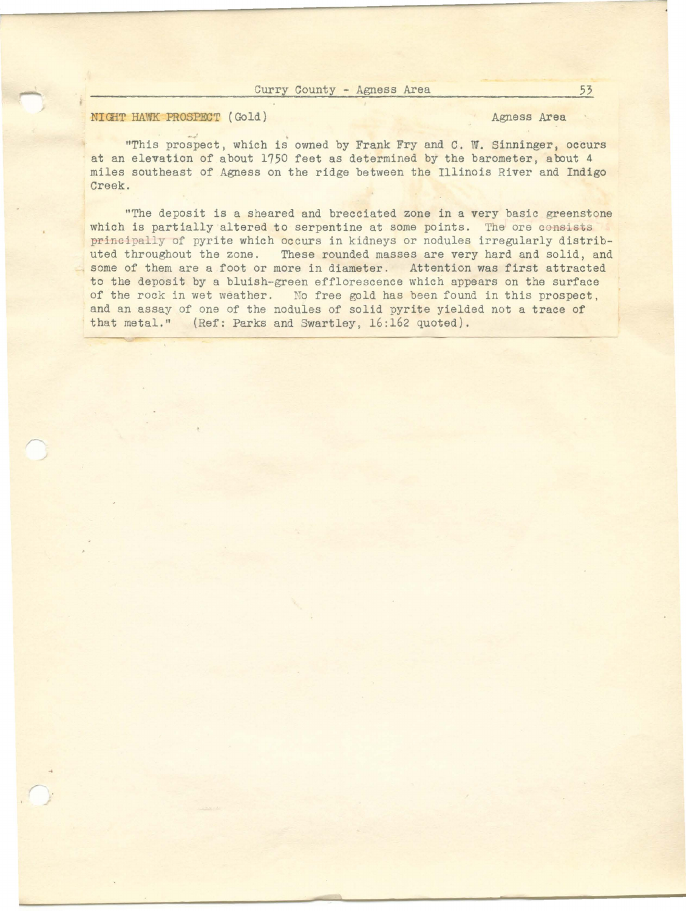NIGHT HAWK PROSPECT (Gold) Agness Area

"This prospect, which is owned by Frank Fry and C. W. Sinninger, occurs at an elevation of about 1750 feet as determined by the barometer, about 4 miles southeast of Agness on the ridge between the Illinois River and Indigo Creek.

"The deposit is a sheared and brecciated zone in a very basic greenstone which is partially altered to serpentine at some points. The ore consists principally of pyrite which occurs in kidneys or nodules irregularly distributed throughout the zone. These rounded masses are very hard and solid, and some of them are a foot or more in diameter. Attention was first attracted to the deposit by a bluish-green efflorescence which appears on the surface of the rock in wet weather. No free gold has been found in this prospect, and an assay of one of the nodules of solid pyrite yielded not a trace of that metal." (Ref: Parks and Swartley, 16:162 quoted).